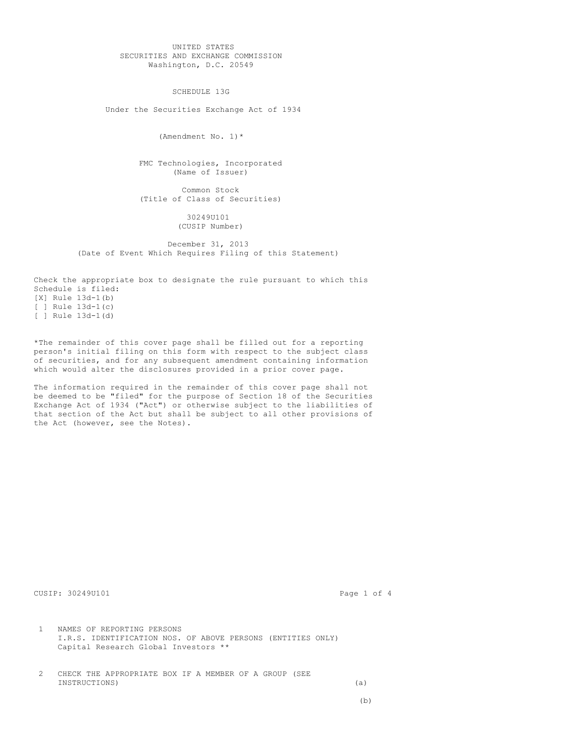UNITED STATES
SECURITIES AND EXCHANGE COMMISSION
Washington, D.C. 20549

# SCHEDULE 13G

Under the Securities Exchange Act of 1934

(Amendment No. 1)*

FMC Technologies, Incorporated
(Name of Issuer)

Common Stock
(Title of Class of Securities)

30249U101
(CUSIP Number)

December 31, 2013
(Date of Event Which Requires Filing of this Statement)

Check the appropriate box to designate the rule pursuant to which this Schedule is filed:
[X] Rule 13d-1(b)
[ ] Rule 13d-1(c)
[ ] Rule 13d-1(d)

*The remainder of this cover page shall be filled out for a reporting person's initial filing on this form with respect to the subject class of securities, and for any subsequent amendment containing information which would alter the disclosures provided in a prior cover page.

The information required in the remainder of this cover page shall not be deemed to be "filed" for the purpose of Section 18 of the Securities Exchange Act of 1934 ("Act") or otherwise subject to the liabilities of that section of the Act but shall be subject to all other provisions of the Act (however, see the Notes).

CUSIP: 30249U101

1 NAMES OF REPORTING PERSONS
I.R.S. IDENTIFICATION NOS. OF ABOVE PERSONS (ENTITIES ONLY)
Capital Research Global Investors **

2 CHECK THE APPROPRIATE BOX IF A MEMBER OF A GROUP (SEE INSTRUCTIONS) (a)

(b)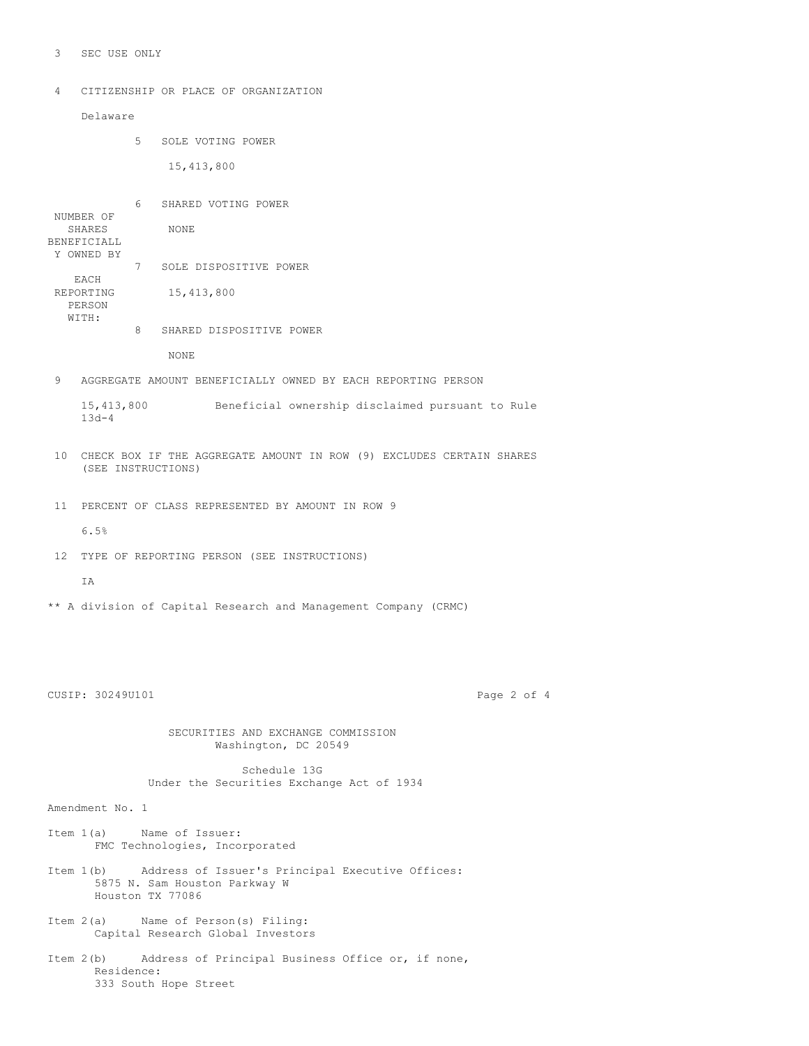3 SEC USE ONLY

4 CITIZENSHIP OR PLACE OF ORGANIZATION

Delaware

| NUMBER OF SHARES BENEFICIALLY OWNED BY EACH REPORTING PERSON WITH: | | |
|---|---|---|
| | 5 SOLE VOTING POWER | 15,413,800 |
| | 6 SHARED VOTING POWER | NONE |
| | 7 SOLE DISPOSITIVE POWER | 15,413,800 |
| | 8 SHARED DISPOSITIVE POWER | NONE |

9 AGGREGATE AMOUNT BENEFICIALLY OWNED BY EACH REPORTING PERSON

15,413,800 Beneficial ownership disclaimed pursuant to Rule 13d-4

10 CHECK BOX IF THE AGGREGATE AMOUNT IN ROW (9) EXCLUDES CERTAIN SHARES (SEE INSTRUCTIONS)

11 PERCENT OF CLASS REPRESENTED BY AMOUNT IN ROW 9

6.5%

12 TYPE OF REPORTING PERSON (SEE INSTRUCTIONS)

IA

** A division of Capital Research and Management Company (CRMC)

CUSIP: 30249U101

SECURITIES AND EXCHANGE COMMISSION
Washington, DC 20549

Schedule 13G
Under the Securities Exchange Act of 1934

Amendment No. 1

Item 1(a) Name of Issuer:
FMC Technologies, Incorporated

Item 1(b) Address of Issuer's Principal Executive Offices:
5875 N. Sam Houston Parkway W
Houston TX 77086

Item 2(a) Name of Person(s) Filing:
Capital Research Global Investors

Item 2(b) Address of Principal Business Office or, if none, Residence:
333 South Hope Street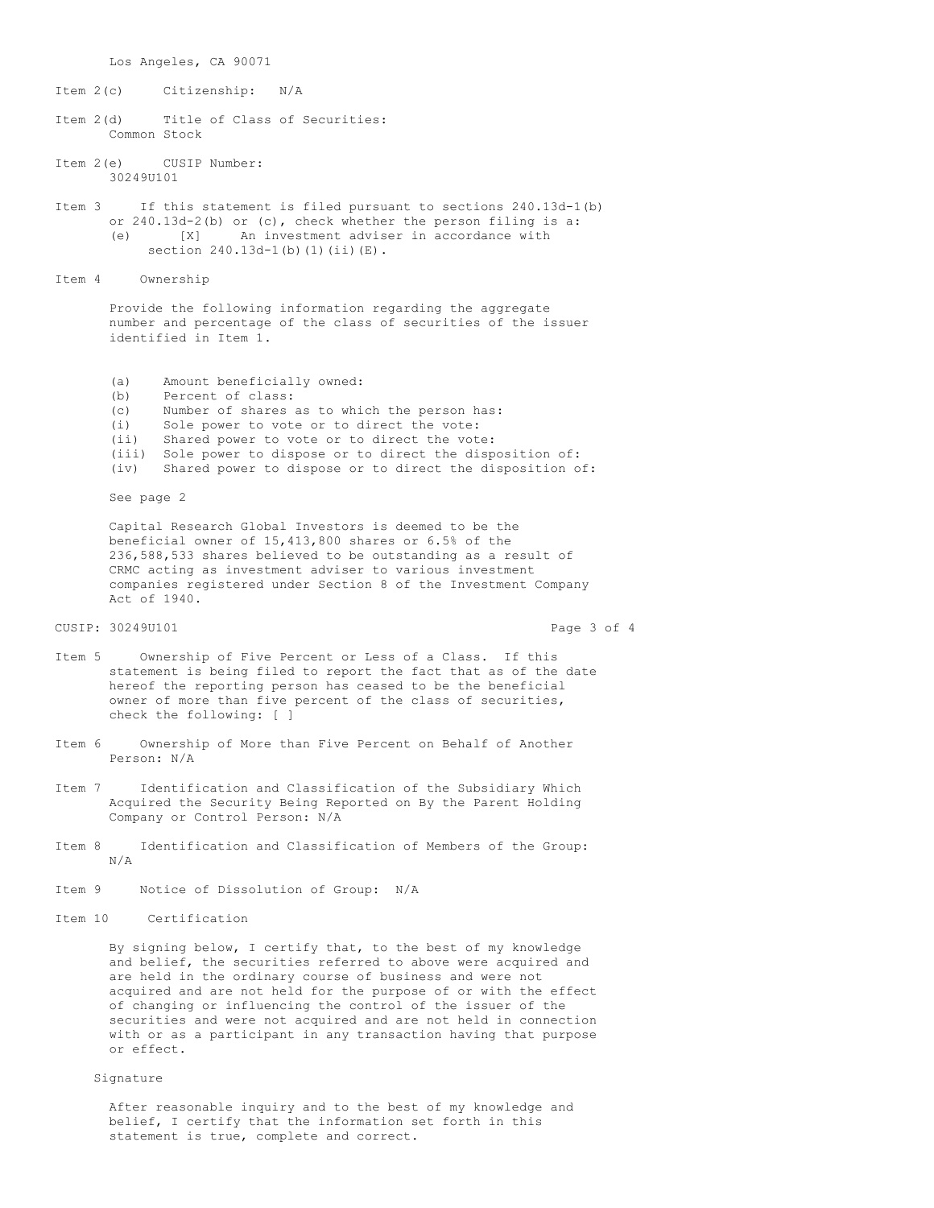Los Angeles, CA 90071

Item 2(c) Citizenship: N/A

Item 2(d) Title of Class of Securities:
Common Stock

Item 2(e) CUSIP Number:
30249U101

Item 3 If this statement is filed pursuant to sections 240.13d-1(b) or 240.13d-2(b) or (c), check whether the person filing is a:
(e) [X] An investment adviser in accordance with section 240.13d-1(b)(1)(ii)(E).

Item 4 Ownership

Provide the following information regarding the aggregate number and percentage of the class of securities of the issuer identified in Item 1.

(a) Amount beneficially owned:
(b) Percent of class:
(c) Number of shares as to which the person has:
(i) Sole power to vote or to direct the vote:
(ii) Shared power to vote or to direct the vote:
(iii) Sole power to dispose or to direct the disposition of:
(iv) Shared power to dispose or to direct the disposition of:

See page 2

Capital Research Global Investors is deemed to be the beneficial owner of 15,413,800 shares or 6.5% of the 236,588,533 shares believed to be outstanding as a result of CRMC acting as investment adviser to various investment companies registered under Section 8 of the Investment Company Act of 1940.

CUSIP: 30249U101

Item 5 Ownership of Five Percent or Less of a Class. If this statement is being filed to report the fact that as of the date hereof the reporting person has ceased to be the beneficial owner of more than five percent of the class of securities, check the following: [ ]

Item 6 Ownership of More than Five Percent on Behalf of Another Person: N/A

Item 7 Identification and Classification of the Subsidiary Which Acquired the Security Being Reported on By the Parent Holding Company or Control Person: N/A

Item 8 Identification and Classification of Members of the Group: N/A

Item 9 Notice of Dissolution of Group: N/A

Item 10 Certification

By signing below, I certify that, to the best of my knowledge and belief, the securities referred to above were acquired and are held in the ordinary course of business and were not acquired and are not held for the purpose of or with the effect of changing or influencing the control of the issuer of the securities and were not acquired and are not held in connection with or as a participant in any transaction having that purpose or effect.

Signature

After reasonable inquiry and to the best of my knowledge and belief, I certify that the information set forth in this statement is true, complete and correct.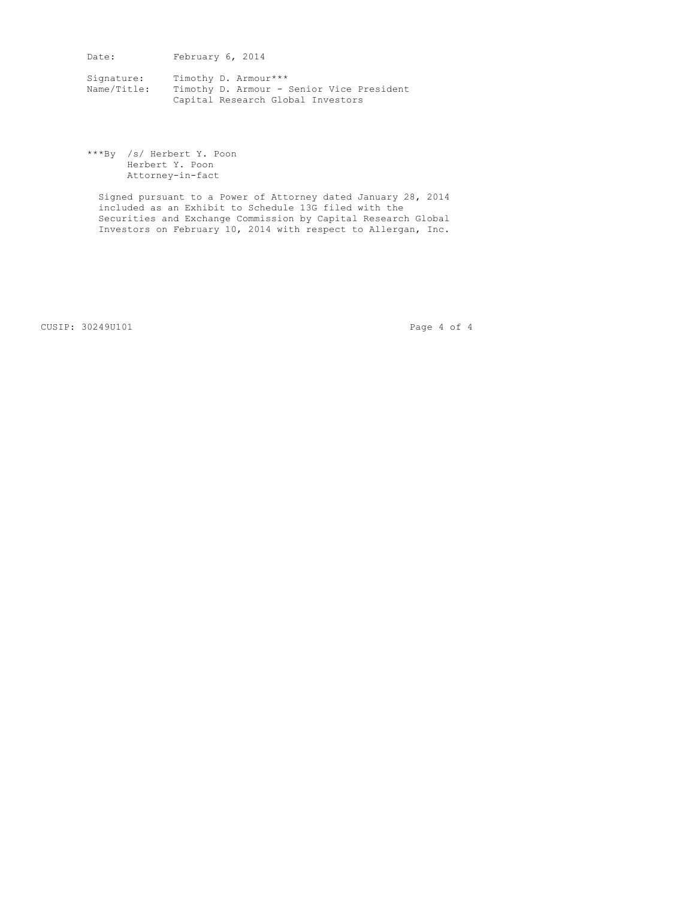Date: February 6, 2014

Signature: Timothy D. Armour***
Name/Title: Timothy D. Armour - Senior Vice President
Capital Research Global Investors

***By /s/ Herbert Y. Poon
Herbert Y. Poon
Attorney-in-fact

Signed pursuant to a Power of Attorney dated January 28, 2014 included as an Exhibit to Schedule 13G filed with the Securities and Exchange Commission by Capital Research Global Investors on February 10, 2014 with respect to Allergan, Inc.

CUSIP: 30249U101